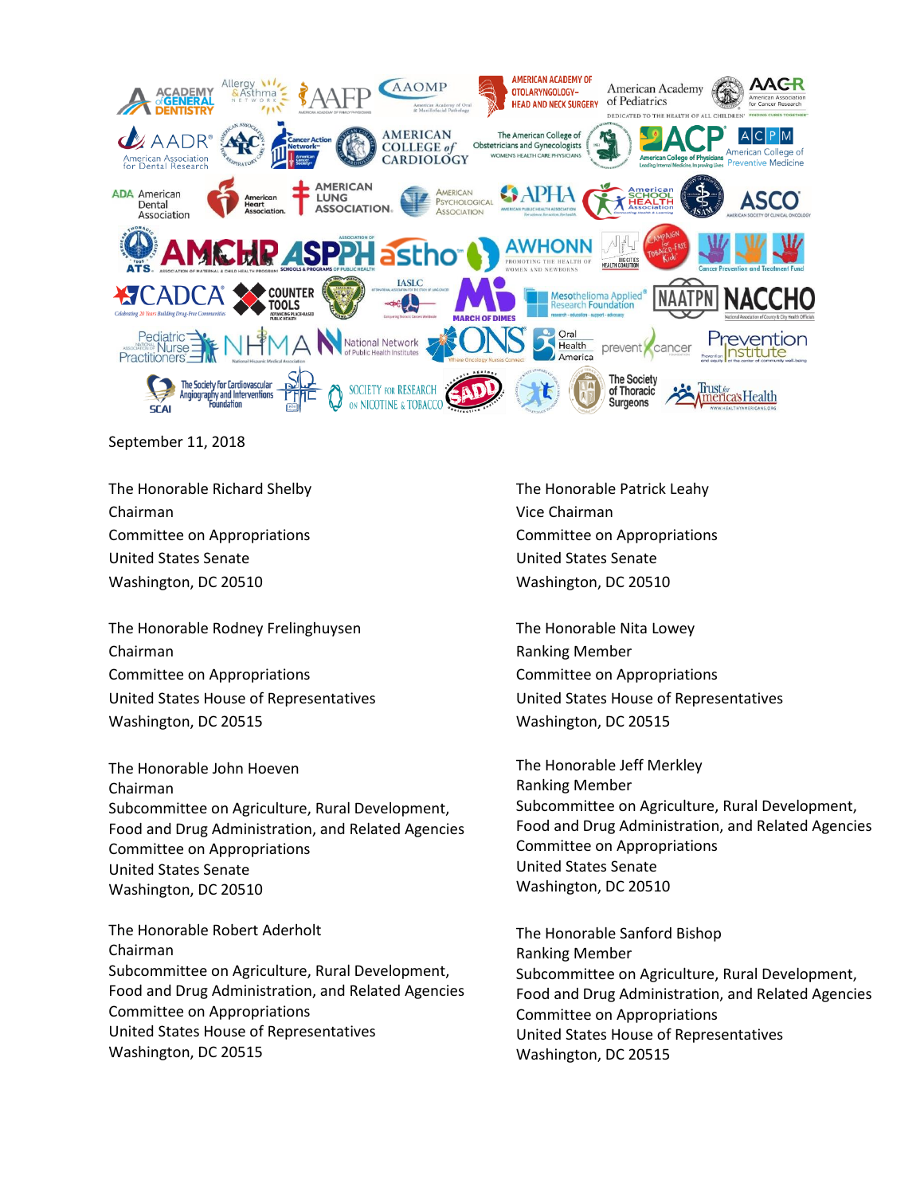September 11, 2018

The Honorable Richard Shelby
Chairman
Committee on Appropriations
United States Senate
Washington, DC 20510

The Honorable Patrick Leahy
Vice Chairman
Committee on Appropriations
United States Senate
Washington, DC 20510

The Honorable Rodney Frelinghuysen
Chairman
Committee on Appropriations
United States House of Representatives
Washington, DC 20515

The Honorable Nita Lowey
Ranking Member
Committee on Appropriations
United States House of Representatives
Washington, DC 20515

The Honorable John Hoeven
Chairman
Subcommittee on Agriculture, Rural Development, Food and Drug Administration, and Related Agencies
Committee on Appropriations
United States Senate
Washington, DC 20510

The Honorable Jeff Merkley
Ranking Member
Subcommittee on Agriculture, Rural Development, Food and Drug Administration, and Related Agencies
Committee on Appropriations
United States Senate
Washington, DC 20510

The Honorable Robert Aderholt
Chairman
Subcommittee on Agriculture, Rural Development, Food and Drug Administration, and Related Agencies
Committee on Appropriations
United States House of Representatives
Washington, DC 20515

The Honorable Sanford Bishop
Ranking Member
Subcommittee on Agriculture, Rural Development, Food and Drug Administration, and Related Agencies
Committee on Appropriations
United States House of Representatives
Washington, DC 20515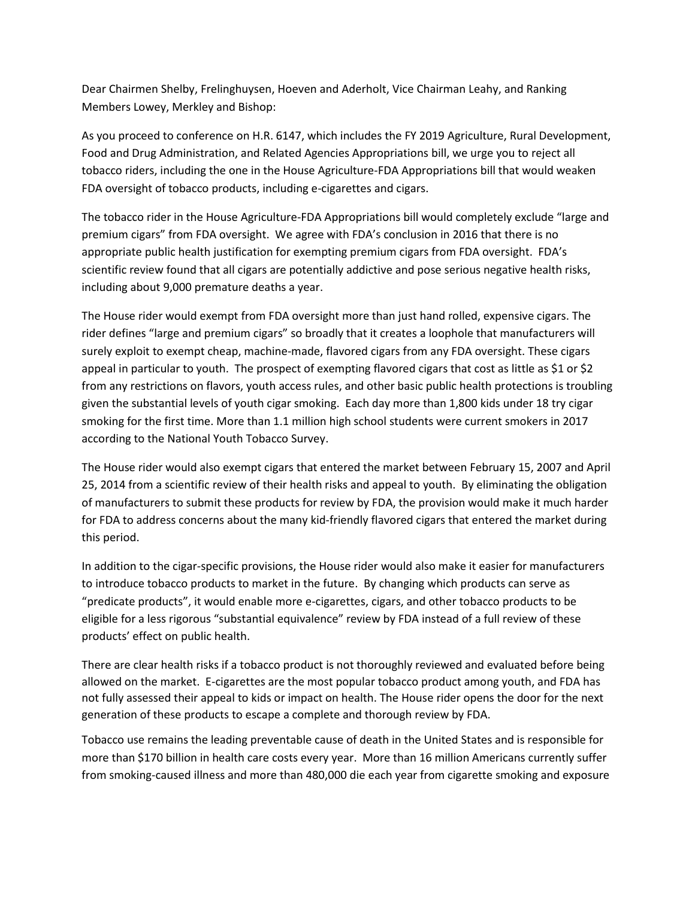Dear Chairmen Shelby, Frelinghuysen, Hoeven and Aderholt, Vice Chairman Leahy, and Ranking Members Lowey, Merkley and Bishop:

As you proceed to conference on H.R. 6147, which includes the FY 2019 Agriculture, Rural Development, Food and Drug Administration, and Related Agencies Appropriations bill, we urge you to reject all tobacco riders, including the one in the House Agriculture-FDA Appropriations bill that would weaken FDA oversight of tobacco products, including e-cigarettes and cigars.

The tobacco rider in the House Agriculture-FDA Appropriations bill would completely exclude "large and premium cigars" from FDA oversight. We agree with FDA's conclusion in 2016 that there is no appropriate public health justification for exempting premium cigars from FDA oversight. FDA's scientific review found that all cigars are potentially addictive and pose serious negative health risks, including about 9,000 premature deaths a year.

The House rider would exempt from FDA oversight more than just hand rolled, expensive cigars. The rider defines "large and premium cigars" so broadly that it creates a loophole that manufacturers will surely exploit to exempt cheap, machine-made, flavored cigars from any FDA oversight. These cigars appeal in particular to youth. The prospect of exempting flavored cigars that cost as little as $1 or $2 from any restrictions on flavors, youth access rules, and other basic public health protections is troubling given the substantial levels of youth cigar smoking. Each day more than 1,800 kids under 18 try cigar smoking for the first time. More than 1.1 million high school students were current smokers in 2017 according to the National Youth Tobacco Survey.

The House rider would also exempt cigars that entered the market between February 15, 2007 and April 25, 2014 from a scientific review of their health risks and appeal to youth. By eliminating the obligation of manufacturers to submit these products for review by FDA, the provision would make it much harder for FDA to address concerns about the many kid-friendly flavored cigars that entered the market during this period.

In addition to the cigar-specific provisions, the House rider would also make it easier for manufacturers to introduce tobacco products to market in the future. By changing which products can serve as "predicate products", it would enable more e-cigarettes, cigars, and other tobacco products to be eligible for a less rigorous "substantial equivalence" review by FDA instead of a full review of these products' effect on public health.

There are clear health risks if a tobacco product is not thoroughly reviewed and evaluated before being allowed on the market. E-cigarettes are the most popular tobacco product among youth, and FDA has not fully assessed their appeal to kids or impact on health. The House rider opens the door for the next generation of these products to escape a complete and thorough review by FDA.

Tobacco use remains the leading preventable cause of death in the United States and is responsible for more than $170 billion in health care costs every year. More than 16 million Americans currently suffer from smoking-caused illness and more than 480,000 die each year from cigarette smoking and exposure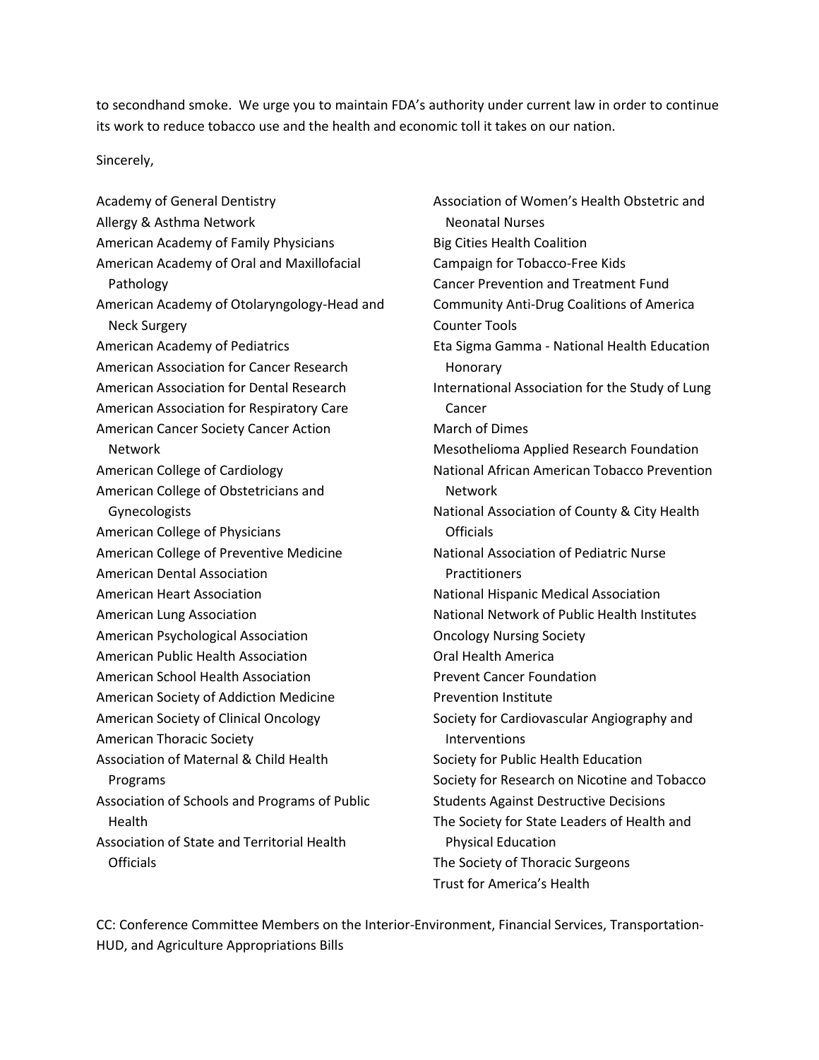to secondhand smoke. We urge you to maintain FDA's authority under current law in order to continue its work to reduce tobacco use and the health and economic toll it takes on our nation.

Sincerely,

Academy of General Dentistry
Allergy & Asthma Network
American Academy of Family Physicians
American Academy of Oral and Maxillofacial Pathology
American Academy of Otolaryngology-Head and Neck Surgery
American Academy of Pediatrics
American Association for Cancer Research
American Association for Dental Research
American Association for Respiratory Care
American Cancer Society Cancer Action Network
American College of Cardiology
American College of Obstetricians and Gynecologists
American College of Physicians
American College of Preventive Medicine
American Dental Association
American Heart Association
American Lung Association
American Psychological Association
American Public Health Association
American School Health Association
American Society of Addiction Medicine
American Society of Clinical Oncology
American Thoracic Society
Association of Maternal & Child Health Programs
Association of Schools and Programs of Public Health
Association of State and Territorial Health Officials
Association of Women's Health Obstetric and Neonatal Nurses
Big Cities Health Coalition
Campaign for Tobacco-Free Kids
Cancer Prevention and Treatment Fund
Community Anti-Drug Coalitions of America
Counter Tools
Eta Sigma Gamma - National Health Education Honorary
International Association for the Study of Lung Cancer
March of Dimes
Mesothelioma Applied Research Foundation
National African American Tobacco Prevention Network
National Association of County & City Health Officials
National Association of Pediatric Nurse Practitioners
National Hispanic Medical Association
National Network of Public Health Institutes
Oncology Nursing Society
Oral Health America
Prevent Cancer Foundation
Prevention Institute
Society for Cardiovascular Angiography and Interventions
Society for Public Health Education
Society for Research on Nicotine and Tobacco
Students Against Destructive Decisions
The Society for State Leaders of Health and Physical Education
The Society of Thoracic Surgeons
Trust for America's Health

CC: Conference Committee Members on the Interior-Environment, Financial Services, Transportation-HUD, and Agriculture Appropriations Bills